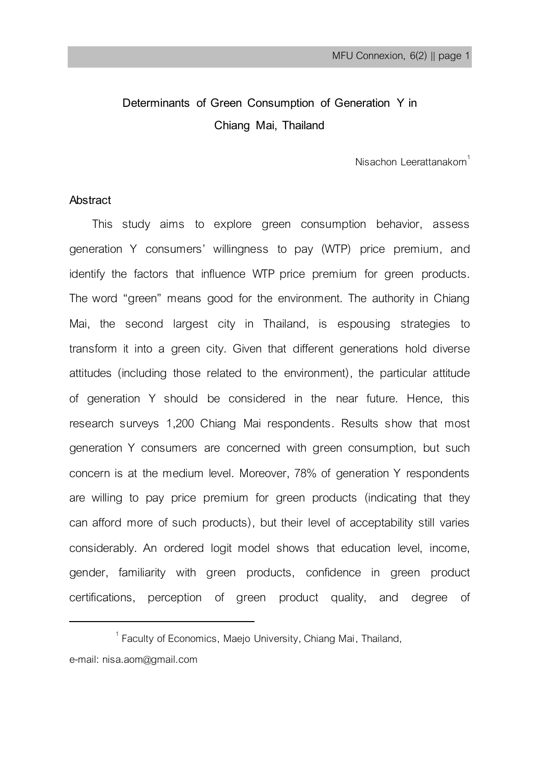# Determinants of Green Consumption of Generation Y in Chiang Mai, Thailand

Nisachon Leerattanakorn[1]

## Abstract

This study aims to explore green consumption behavior, assess generation Y consumers' willingness to pay (WTP) price premium, and identify the factors that influence WTP price premium for green products. The word "green" means good for the environment. The authority in Chiang Mai, the second largest city in Thailand, is espousing strategies to transform it into a green city. Given that different generations hold diverse attitudes (including those related to the environment), the particular attitude of generation Y should be considered in the near future. Hence, this research surveys 1,200 Chiang Mai respondents. Results show that most generation Y consumers are concerned with green consumption, but such concern is at the medium level. Moreover, 78% of generation Y respondents are willing to pay price premium for green products (indicating that they can afford more of such products), but their level of acceptability still varies considerably. An ordered logit model shows that education level, income, gender, familiarity with green products, confidence in green product certifications, perception of green product quality, and degree of

---

[1] Faculty of Economics, Maejo University, Chiang Mai, Thailand, e-mail: nisa.aom@gmail.com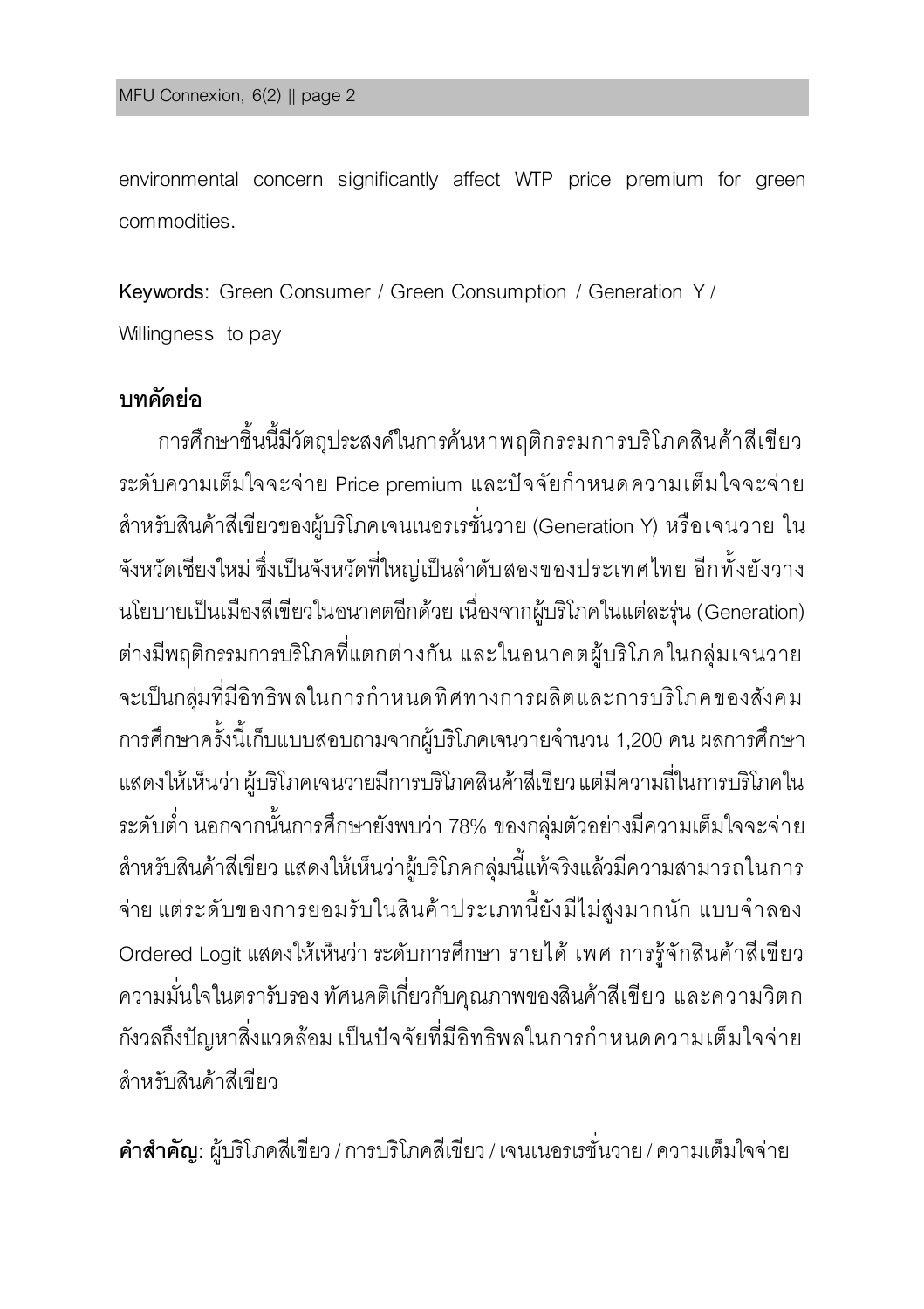environmental concern significantly affect WTP price premium for green commodities.

**Keywords**: Green Consumer / Green Consumption / Generation Y / Willingness to pay

## บทคัดย่อ

การศึกษาชิ้นนี้มีวัตถุประสงค์ในการค้นหาพฤติกรรมการบริโภคสินค้าสีเขียว ระดับความเต็มใจจะจ่าย Price premium และปัจจัยกำหนดความเต็มใจจะจ่ายสำหรับสินค้าสีเขียวของผู้บริโภคเจนเนอรเรชั่นวาย (Generation Y) หรือเจนวาย ในจังหวัดเชียงใหม่ ซึ่งเป็นจังหวัดที่ใหญ่เป็นลำดับสองของประเทศไทย อีกทั้งยังวางนโยบายเป็นเมืองสีเขียวในอนาคตอีกด้วย เนื่องจากผู้บริโภคในแต่ละรุ่น (Generation) ต่างมีพฤติกรรมการบริโภคที่แตกต่างกัน และในอนาคตผู้บริโภคในกลุ่มเจนวายจะเป็นกลุ่มที่มีอิทธิพลในการกำหนดทิศทางการผลิตและการบริโภคของสังคม การศึกษาครั้งนี้เก็บแบบสอบถามจากผู้บริโภคเจนวายจำนวน 1,200 คน ผลการศึกษาแสดงให้เห็นว่า ผู้บริโภคเจนวายมีการบริโภคสินค้าสีเขียว แต่มีความถี่ในการบริโภคในระดับต่ำ นอกจากนั้นการศึกษายังพบว่า 78% ของกลุ่มตัวอย่างมีความเต็มใจจะจ่ายสำหรับสินค้าสีเขียว แสดงให้เห็นว่าผู้บริโภคกลุ่มนี้แท้จริงแล้วมีความสามารถในการจ่าย แต่ระดับของการยอมรับในสินค้าประเภทนี้ยังมีไม่สูงมากนัก แบบจำลอง Ordered Logit แสดงให้เห็นว่า ระดับการศึกษา รายได้ เพศ การรู้จักสินค้าสีเขียว ความมั่นใจในตรารับรอง ทัศนคติเกี่ยวกับคุณภาพของสินค้าสีเขียว และความวิตกกังวลถึงปัญหาสิ่งแวดล้อม เป็นปัจจัยที่มีอิทธิพลในการกำหนดความเต็มใจจ่ายสำหรับสินค้าสีเขียว

**คำสำคัญ**: ผู้บริโภคสีเขียว / การบริโภคสีเขียว / เจนเนอรเรชั่นวาย / ความเต็มใจจ่าย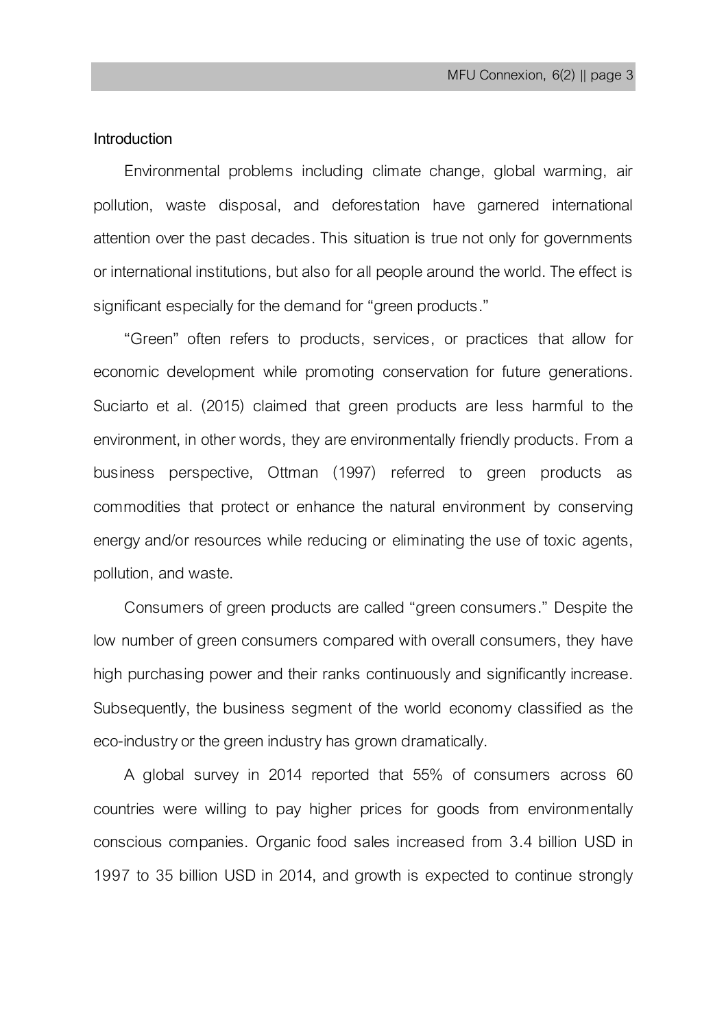## Introduction

Environmental problems including climate change, global warming, air pollution, waste disposal, and deforestation have garnered international attention over the past decades. This situation is true not only for governments or international institutions, but also for all people around the world. The effect is significant especially for the demand for "green products."

"Green" often refers to products, services, or practices that allow for economic development while promoting conservation for future generations. Suciarto et al. (2015) claimed that green products are less harmful to the environment, in other words, they are environmentally friendly products. From a business perspective, Ottman (1997) referred to green products as commodities that protect or enhance the natural environment by conserving energy and/or resources while reducing or eliminating the use of toxic agents, pollution, and waste.

Consumers of green products are called "green consumers." Despite the low number of green consumers compared with overall consumers, they have high purchasing power and their ranks continuously and significantly increase. Subsequently, the business segment of the world economy classified as the eco-industry or the green industry has grown dramatically.

A global survey in 2014 reported that 55% of consumers across 60 countries were willing to pay higher prices for goods from environmentally conscious companies. Organic food sales increased from 3.4 billion USD in 1997 to 35 billion USD in 2014, and growth is expected to continue strongly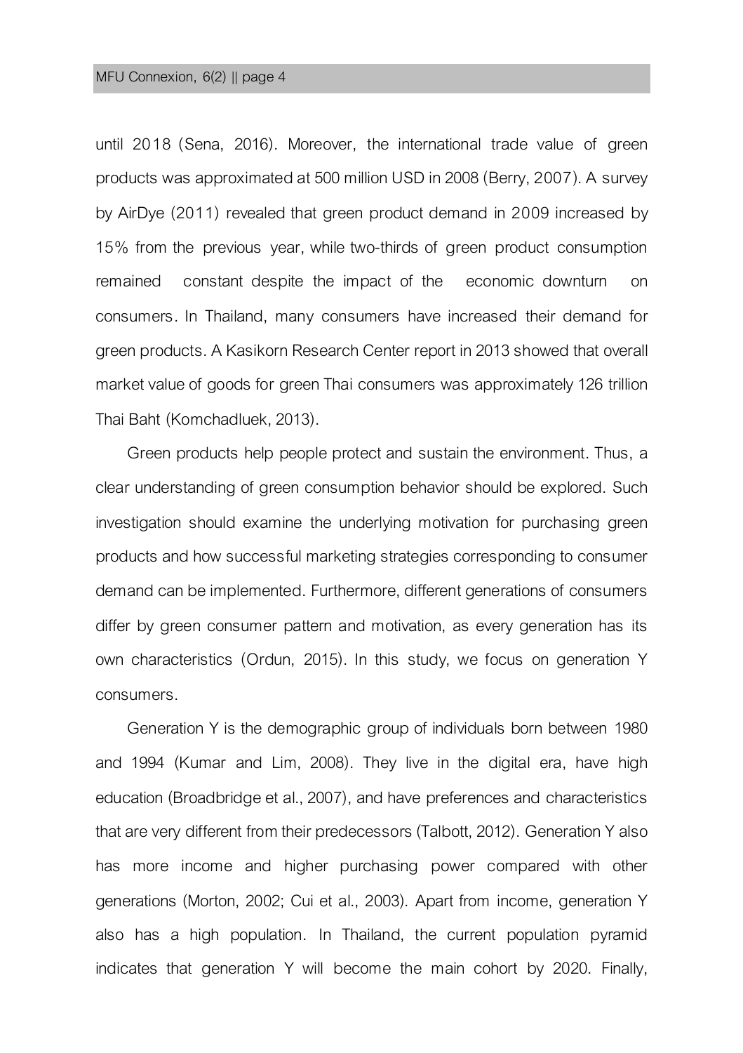until 2018 (Sena, 2016). Moreover, the international trade value of green products was approximated at 500 million USD in 2008 (Berry, 2007). A survey by AirDye (2011) revealed that green product demand in 2009 increased by 15% from the previous year, while two-thirds of green product consumption remained constant despite the impact of the economic downturn on consumers. In Thailand, many consumers have increased their demand for green products. A Kasikorn Research Center report in 2013 showed that overall market value of goods for green Thai consumers was approximately 126 trillion Thai Baht (Komchadluek, 2013).

Green products help people protect and sustain the environment. Thus, a clear understanding of green consumption behavior should be explored. Such investigation should examine the underlying motivation for purchasing green products and how successful marketing strategies corresponding to consumer demand can be implemented. Furthermore, different generations of consumers differ by green consumer pattern and motivation, as every generation has its own characteristics (Ordun, 2015). In this study, we focus on generation Y consumers.

Generation Y is the demographic group of individuals born between 1980 and 1994 (Kumar and Lim, 2008). They live in the digital era, have high education (Broadbridge et al., 2007), and have preferences and characteristics that are very different from their predecessors (Talbott, 2012). Generation Y also has more income and higher purchasing power compared with other generations (Morton, 2002; Cui et al., 2003). Apart from income, generation Y also has a high population. In Thailand, the current population pyramid indicates that generation Y will become the main cohort by 2020. Finally,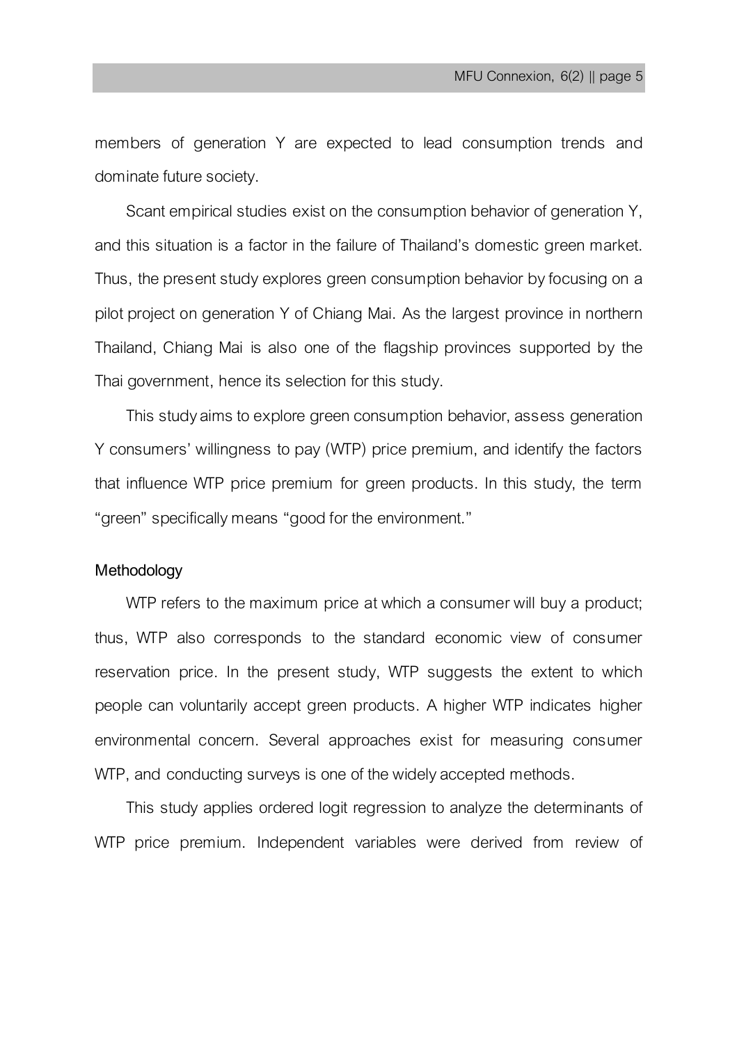members of generation Y are expected to lead consumption trends and dominate future society.

Scant empirical studies exist on the consumption behavior of generation Y, and this situation is a factor in the failure of Thailand's domestic green market. Thus, the present study explores green consumption behavior by focusing on a pilot project on generation Y of Chiang Mai. As the largest province in northern Thailand, Chiang Mai is also one of the flagship provinces supported by the Thai government, hence its selection for this study.

This study aims to explore green consumption behavior, assess generation Y consumers' willingness to pay (WTP) price premium, and identify the factors that influence WTP price premium for green products. In this study, the term "green" specifically means "good for the environment."

## Methodology

WTP refers to the maximum price at which a consumer will buy a product; thus, WTP also corresponds to the standard economic view of consumer reservation price. In the present study, WTP suggests the extent to which people can voluntarily accept green products. A higher WTP indicates higher environmental concern. Several approaches exist for measuring consumer WTP, and conducting surveys is one of the widely accepted methods.

This study applies ordered logit regression to analyze the determinants of WTP price premium. Independent variables were derived from review of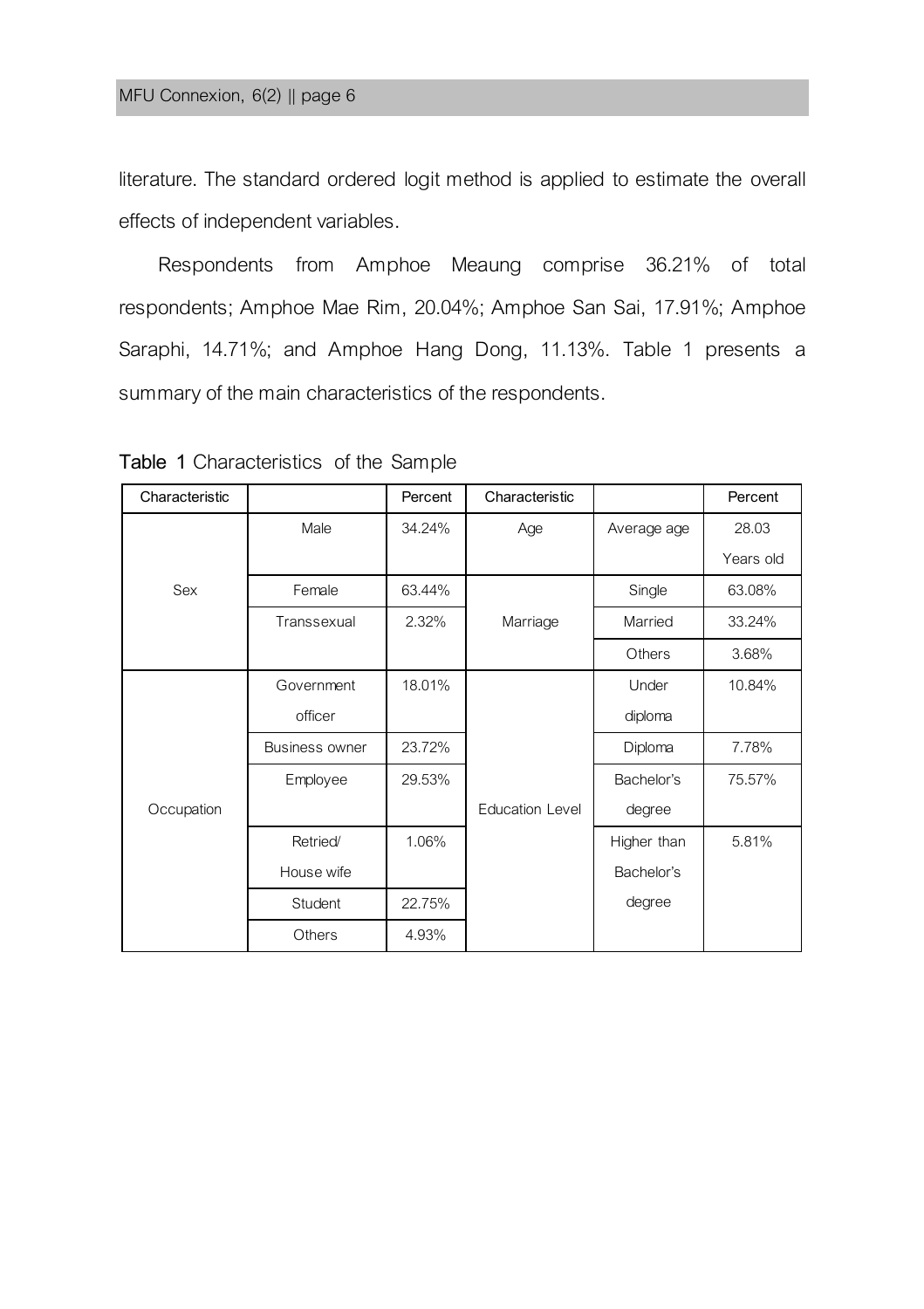literature. The standard ordered logit method is applied to estimate the overall effects of independent variables.

Respondents from Amphoe Meaung comprise 36.21% of total respondents; Amphoe Mae Rim, 20.04%; Amphoe San Sai, 17.91%; Amphoe Saraphi, 14.71%; and Amphoe Hang Dong, 11.13%. Table 1 presents a summary of the main characteristics of the respondents.

**Table 1** Characteristics of the Sample

| Characteristic | | Percent | Characteristic | | Percent |
|---|---|---|---|---|---|
| Sex | Male | 34.24% | Age | Average age | 28.03 Years old |
| | Female | 63.44% | Marriage | Single | 63.08% |
| | Transsexual | 2.32% | | Married | 33.24% |
| | | | | Others | 3.68% |
| Occupation | Government officer | 18.01% | Education Level | Under diploma | 10.84% |
| | Business owner | 23.72% | | Diploma | 7.78% |
| | Employee | 29.53% | | Bachelor's degree | 75.57% |
| | Retried/ House wife | 1.06% | | Higher than Bachelor's degree | 5.81% |
| | Student | 22.75% | | | |
| | Others | 4.93% | | | |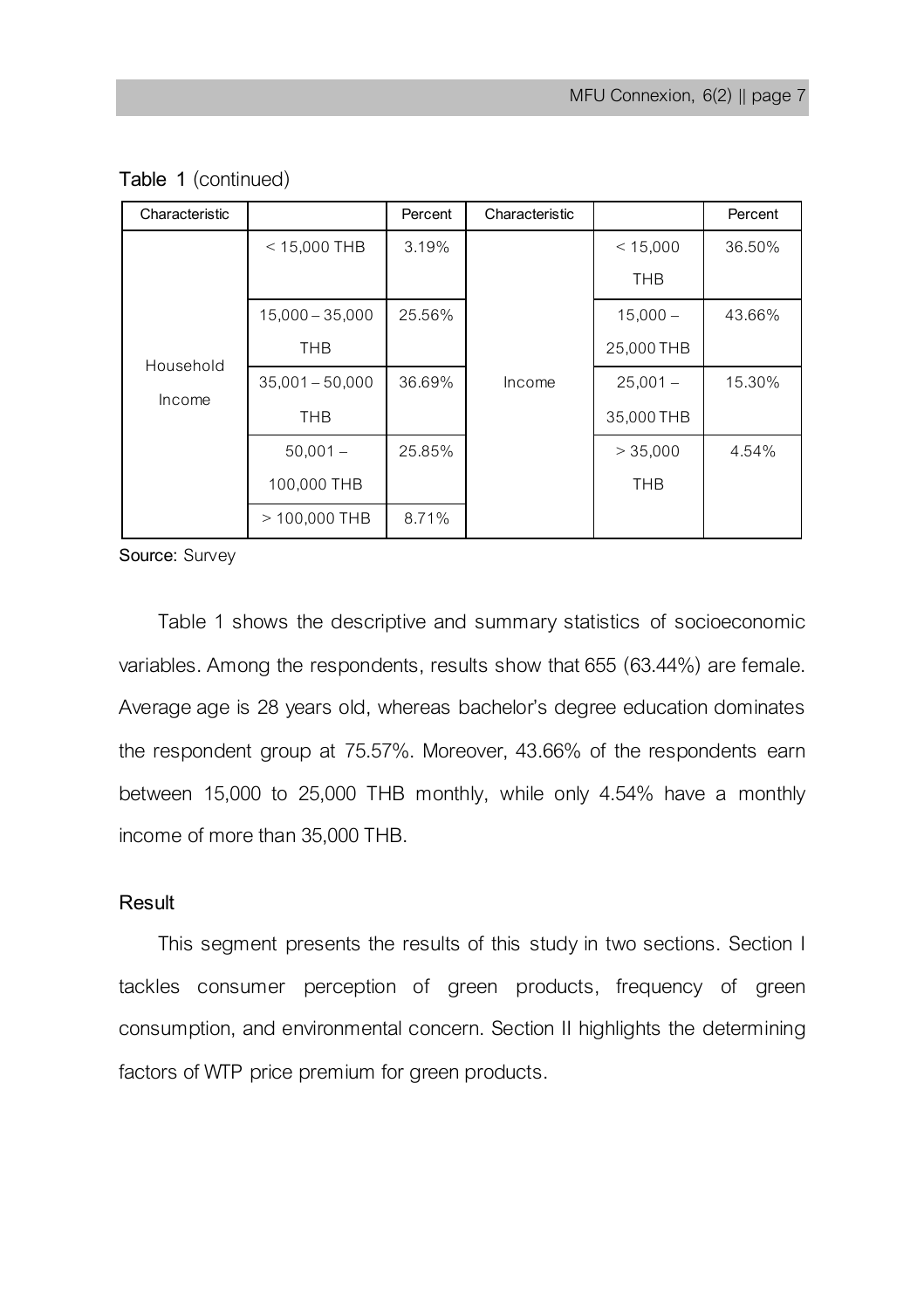**Table 1** (continued)

| Characteristic | | Percent | Characteristic | | Percent |
|---|---|---|---|---|---|
| Household Income | < 15,000 THB | 3.19% | Income | < 15,000 THB | 36.50% |
| | 15,000 – 35,000 THB | 25.56% | | 15,000 – 25,000 THB | 43.66% |
| | 35,001 – 50,000 THB | 36.69% | | 25,001 – 35,000 THB | 15.30% |
| | 50,001 – 100,000 THB | 25.85% | | > 35,000 THB | 4.54% |
| | > 100,000 THB | 8.71% | | | |

**Source:** Survey

Table 1 shows the descriptive and summary statistics of socioeconomic variables. Among the respondents, results show that 655 (63.44%) are female. Average age is 28 years old, whereas bachelor's degree education dominates the respondent group at 75.57%. Moreover, 43.66% of the respondents earn between 15,000 to 25,000 THB monthly, while only 4.54% have a monthly income of more than 35,000 THB.

## Result

This segment presents the results of this study in two sections. Section I tackles consumer perception of green products, frequency of green consumption, and environmental concern. Section II highlights the determining factors of WTP price premium for green products.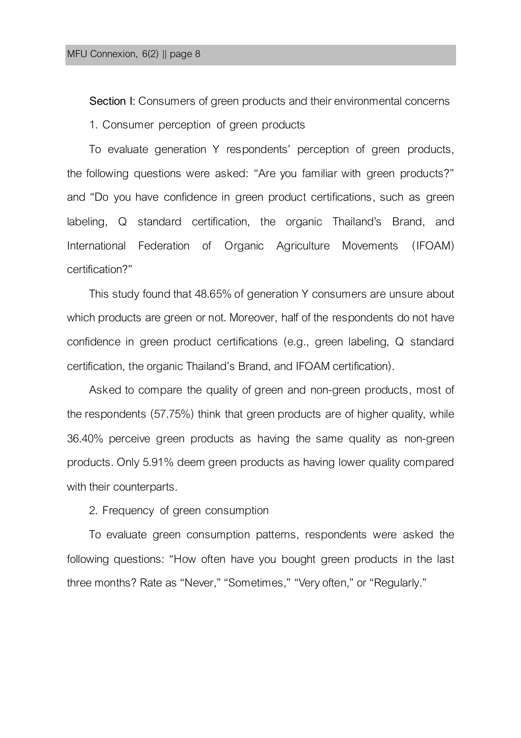**Section I**: Consumers of green products and their environmental concerns

1. Consumer perception of green products

To evaluate generation Y respondents' perception of green products, the following questions were asked: "Are you familiar with green products?" and "Do you have confidence in green product certifications, such as green labeling, Q standard certification, the organic Thailand's Brand, and International Federation of Organic Agriculture Movements (IFOAM) certification?"

This study found that 48.65% of generation Y consumers are unsure about which products are green or not. Moreover, half of the respondents do not have confidence in green product certifications (e.g., green labeling, Q standard certification, the organic Thailand's Brand, and IFOAM certification).

Asked to compare the quality of green and non-green products, most of the respondents (57.75%) think that green products are of higher quality, while 36.40% perceive green products as having the same quality as non-green products. Only 5.91% deem green products as having lower quality compared with their counterparts.

2. Frequency of green consumption

To evaluate green consumption patterns, respondents were asked the following questions: "How often have you bought green products in the last three months? Rate as "Never," "Sometimes," "Very often," or "Regularly."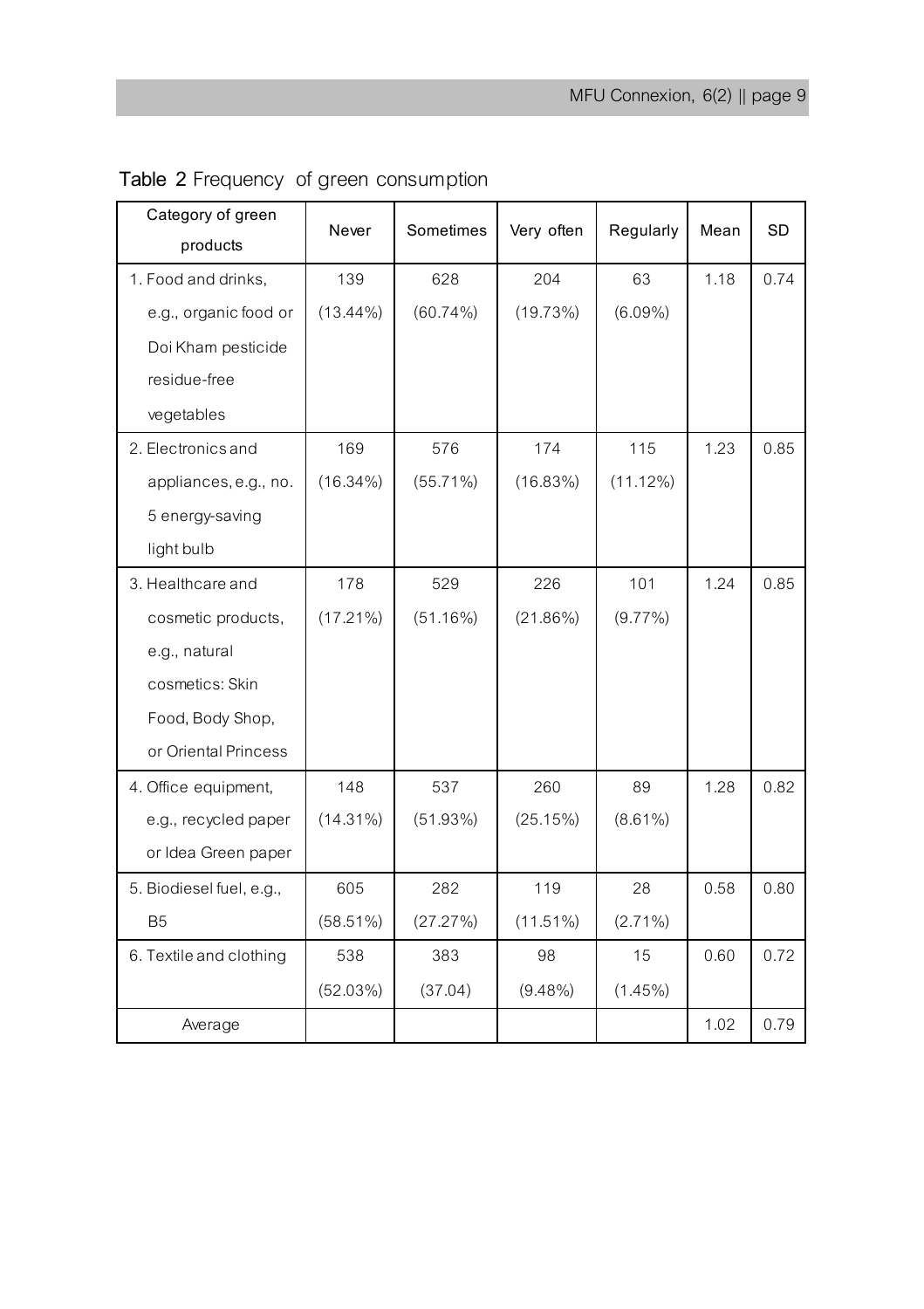**Table 2** Frequency of green consumption

| Category of green products | Never | Sometimes | Very often | Regularly | Mean | SD |
|---|---|---|---|---|---|---|
| 1. Food and drinks, e.g., organic food or Doi Kham pesticide residue-free vegetables | 139 (13.44%) | 628 (60.74%) | 204 (19.73%) | 63 (6.09%) | 1.18 | 0.74 |
| 2. Electronics and appliances, e.g., no. 5 energy-saving light bulb | 169 (16.34%) | 576 (55.71%) | 174 (16.83%) | 115 (11.12%) | 1.23 | 0.85 |
| 3. Healthcare and cosmetic products, e.g., natural cosmetics: Skin Food, Body Shop, or Oriental Princess | 178 (17.21%) | 529 (51.16%) | 226 (21.86%) | 101 (9.77%) | 1.24 | 0.85 |
| 4. Office equipment, e.g., recycled paper or Idea Green paper | 148 (14.31%) | 537 (51.93%) | 260 (25.15%) | 89 (8.61%) | 1.28 | 0.82 |
| 5. Biodiesel fuel, e.g., B5 | 605 (58.51%) | 282 (27.27%) | 119 (11.51%) | 28 (2.71%) | 0.58 | 0.80 |
| 6. Textile and clothing | 538 (52.03%) | 383 (37.04) | 98 (9.48%) | 15 (1.45%) | 0.60 | 0.72 |
| Average | | | | | 1.02 | 0.79 |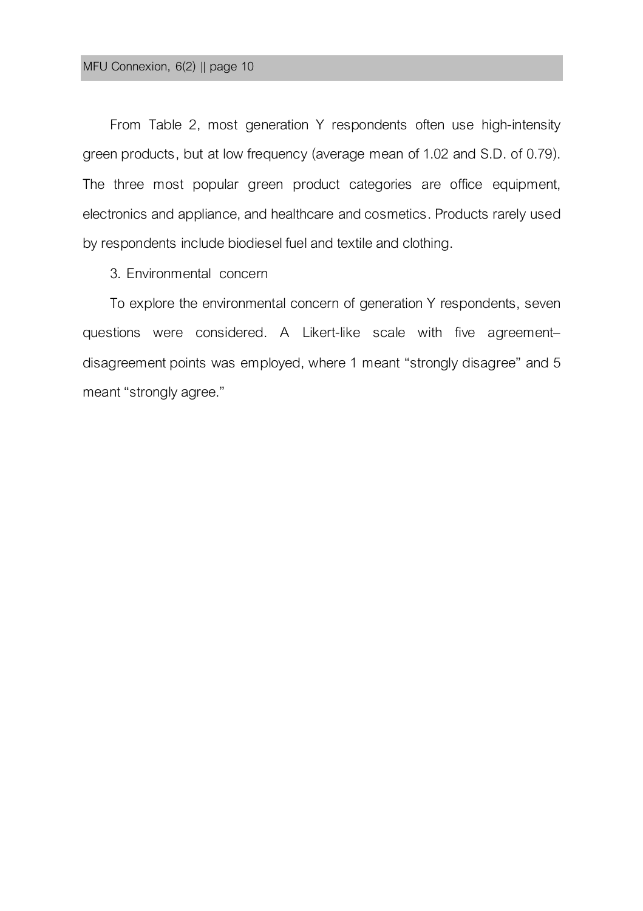From Table 2, most generation Y respondents often use high-intensity green products, but at low frequency (average mean of 1.02 and S.D. of 0.79). The three most popular green product categories are office equipment, electronics and appliance, and healthcare and cosmetics. Products rarely used by respondents include biodiesel fuel and textile and clothing.

3. Environmental concern

To explore the environmental concern of generation Y respondents, seven questions were considered. A Likert-like scale with five agreement–disagreement points was employed, where 1 meant "strongly disagree" and 5 meant "strongly agree."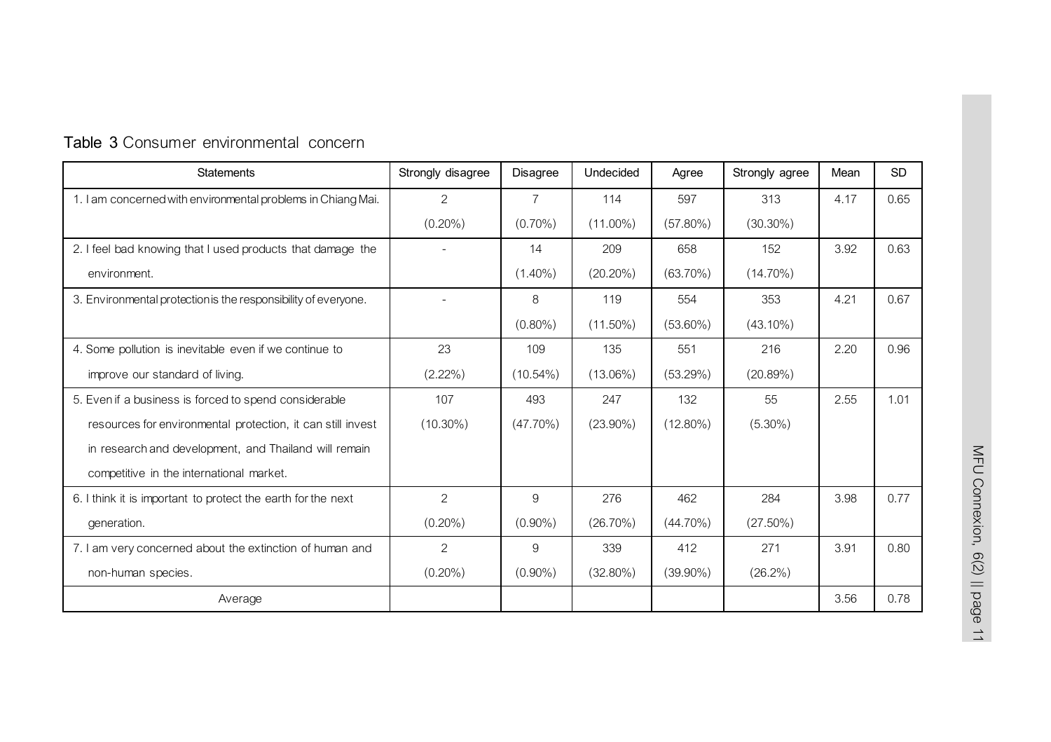**Table 3** Consumer environmental concern

| Statements | Strongly disagree | Disagree | Undecided | Agree | Strongly agree | Mean | SD |
|---|---|---|---|---|---|---|---|
| 1. I am concerned with environmental problems in Chiang Mai. | 2 (0.20%) | 7 (0.70%) | 114 (11.00%) | 597 (57.80%) | 313 (30.30%) | 4.17 | 0.65 |
| 2. I feel bad knowing that I used products that damage the environment. | - | 14 (1.40%) | 209 (20.20%) | 658 (63.70%) | 152 (14.70%) | 3.92 | 0.63 |
| 3. Environmental protection is the responsibility of everyone. | - | 8 (0.80%) | 119 (11.50%) | 554 (53.60%) | 353 (43.10%) | 4.21 | 0.67 |
| 4. Some pollution is inevitable even if we continue to improve our standard of living. | 23 (2.22%) | 109 (10.54%) | 135 (13.06%) | 551 (53.29%) | 216 (20.89%) | 2.20 | 0.96 |
| 5. Even if a business is forced to spend considerable resources for environmental protection, it can still invest in research and development, and Thailand will remain competitive in the international market. | 107 (10.30%) | 493 (47.70%) | 247 (23.90%) | 132 (12.80%) | 55 (5.30%) | 2.55 | 1.01 |
| 6. I think it is important to protect the earth for the next generation. | 2 (0.20%) | 9 (0.90%) | 276 (26.70%) | 462 (44.70%) | 284 (27.50%) | 3.98 | 0.77 |
| 7. I am very concerned about the extinction of human and non-human species. | 2 (0.20%) | 9 (0.90%) | 339 (32.80%) | 412 (39.90%) | 271 (26.2%) | 3.91 | 0.80 |
| Average | | | | | | 3.56 | 0.78 |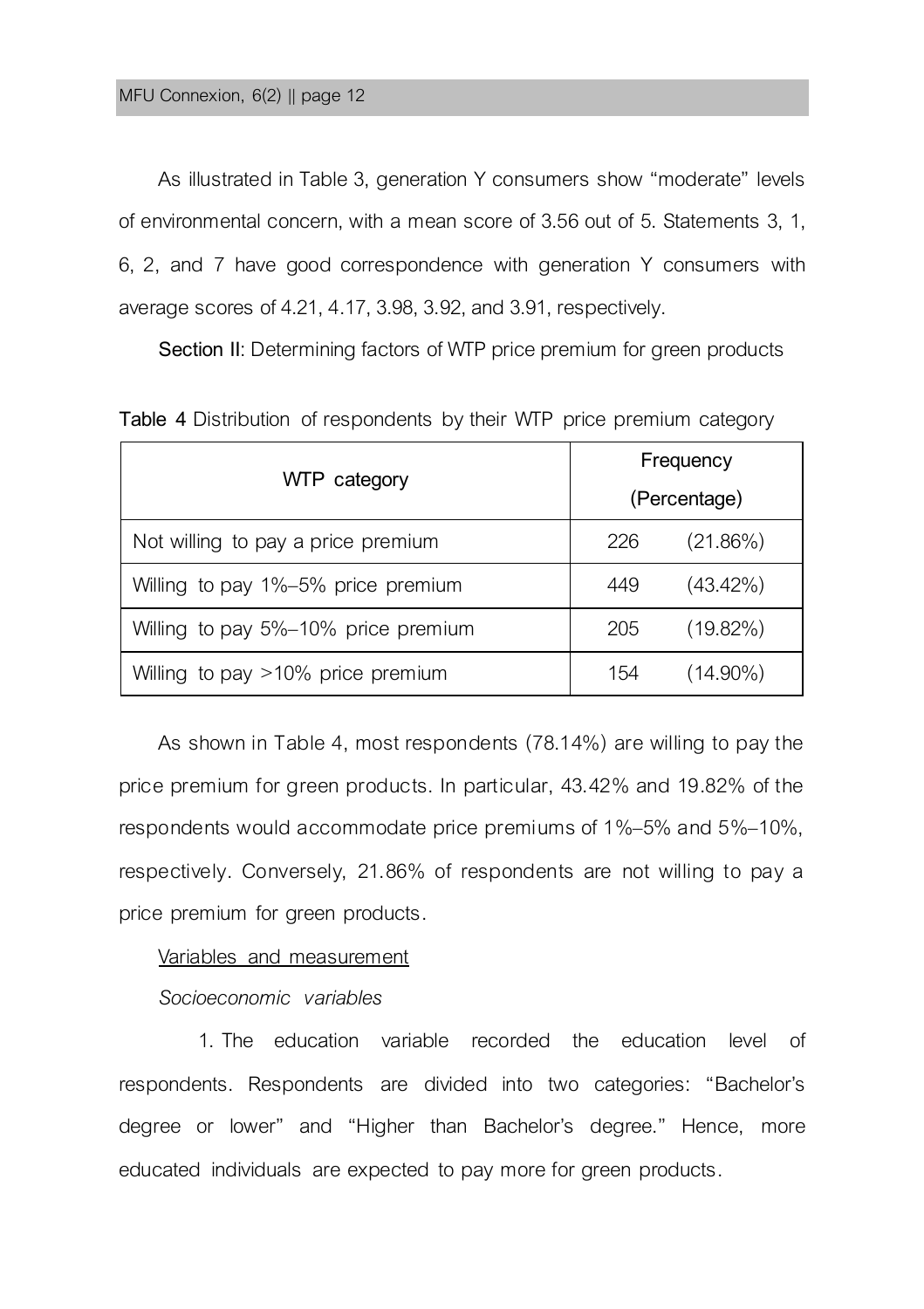As illustrated in Table 3, generation Y consumers show "moderate" levels of environmental concern, with a mean score of 3.56 out of 5. Statements 3, 1, 6, 2, and 7 have good correspondence with generation Y consumers with average scores of 4.21, 4.17, 3.98, 3.92, and 3.91, respectively.

**Section II**: Determining factors of WTP price premium for green products

**Table 4** Distribution of respondents by their WTP price premium category

| WTP category | Frequency (Percentage) | |
|---|---|---|
| Not willing to pay a price premium | 226 | (21.86%) |
| Willing to pay 1%–5% price premium | 449 | (43.42%) |
| Willing to pay 5%–10% price premium | 205 | (19.82%) |
| Willing to pay >10% price premium | 154 | (14.90%) |

As shown in Table 4, most respondents (78.14%) are willing to pay the price premium for green products. In particular, 43.42% and 19.82% of the respondents would accommodate price premiums of 1%–5% and 5%–10%, respectively. Conversely, 21.86% of respondents are not willing to pay a price premium for green products.

<u>Variables and measurement</u>

*Socioeconomic variables*

1. The education variable recorded the education level of respondents. Respondents are divided into two categories: "Bachelor's degree or lower" and "Higher than Bachelor's degree." Hence, more educated individuals are expected to pay more for green products.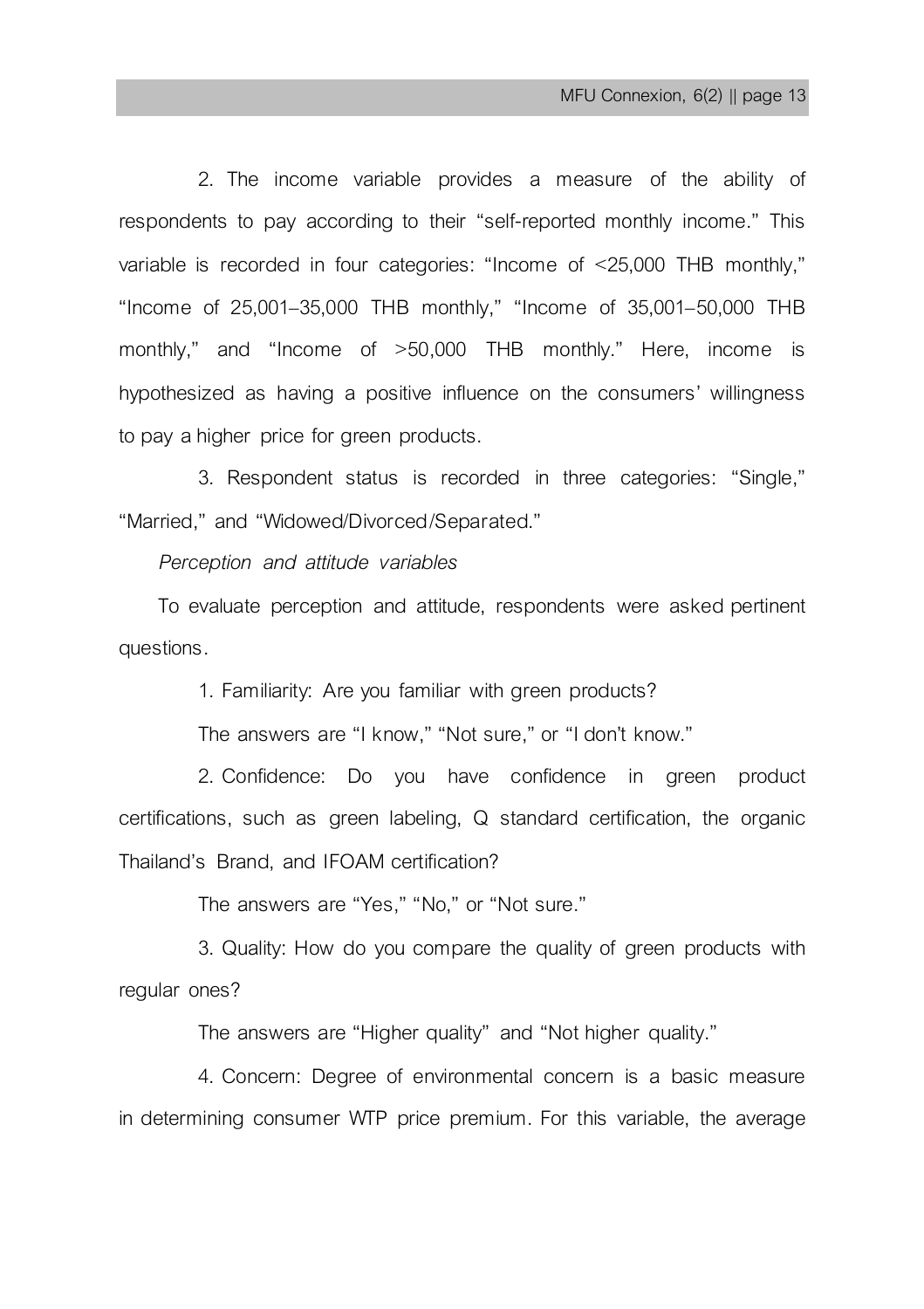2. The income variable provides a measure of the ability of respondents to pay according to their "self-reported monthly income." This variable is recorded in four categories: "Income of <25,000 THB monthly," "Income of 25,001–35,000 THB monthly," "Income of 35,001–50,000 THB monthly," and "Income of >50,000 THB monthly." Here, income is hypothesized as having a positive influence on the consumers' willingness to pay a higher price for green products.

3. Respondent status is recorded in three categories: "Single," "Married," and "Widowed/Divorced/Separated."

*Perception and attitude variables*

To evaluate perception and attitude, respondents were asked pertinent questions.

1. Familiarity: Are you familiar with green products?

The answers are "I know," "Not sure," or "I don't know."

2. Confidence: Do you have confidence in green product certifications, such as green labeling, Q standard certification, the organic Thailand's Brand, and IFOAM certification?

The answers are "Yes," "No," or "Not sure."

3. Quality: How do you compare the quality of green products with regular ones?

The answers are "Higher quality" and "Not higher quality."

4. Concern: Degree of environmental concern is a basic measure in determining consumer WTP price premium. For this variable, the average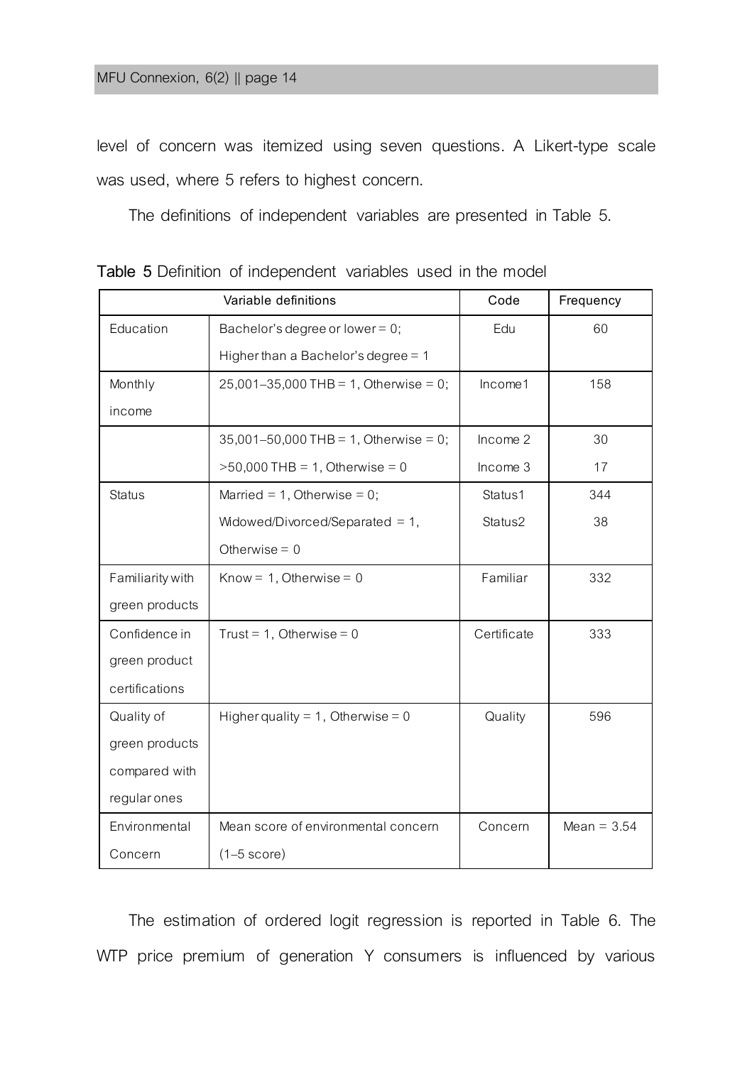level of concern was itemized using seven questions. A Likert-type scale was used, where 5 refers to highest concern.

The definitions of independent variables are presented in Table 5.

**Table 5** Definition of independent variables used in the model

| Variable definitions | | Code | Frequency |
|---|---|---|---|
| Education | Bachelor's degree or lower = 0; Higher than a Bachelor's degree = 1 | Edu | 60 |
| Monthly income | 25,001–35,000 THB = 1, Otherwise = 0; | Income1 | 158 |
| | 35,001–50,000 THB = 1, Otherwise = 0; | Income 2 | 30 |
| | >50,000 THB = 1, Otherwise = 0 | Income 3 | 17 |
| Status | Married = 1, Otherwise = 0; | Status1 | 344 |
| | Widowed/Divorced/Separated = 1, Otherwise = 0 | Status2 | 38 |
| Familiarity with green products | Know = 1, Otherwise = 0 | Familiar | 332 |
| Confidence in green product certifications | Trust = 1, Otherwise = 0 | Certificate | 333 |
| Quality of green products compared with regular ones | Higher quality = 1, Otherwise = 0 | Quality | 596 |
| Environmental Concern | Mean score of environmental concern (1–5 score) | Concern | Mean = 3.54 |

The estimation of ordered logit regression is reported in Table 6. The WTP price premium of generation Y consumers is influenced by various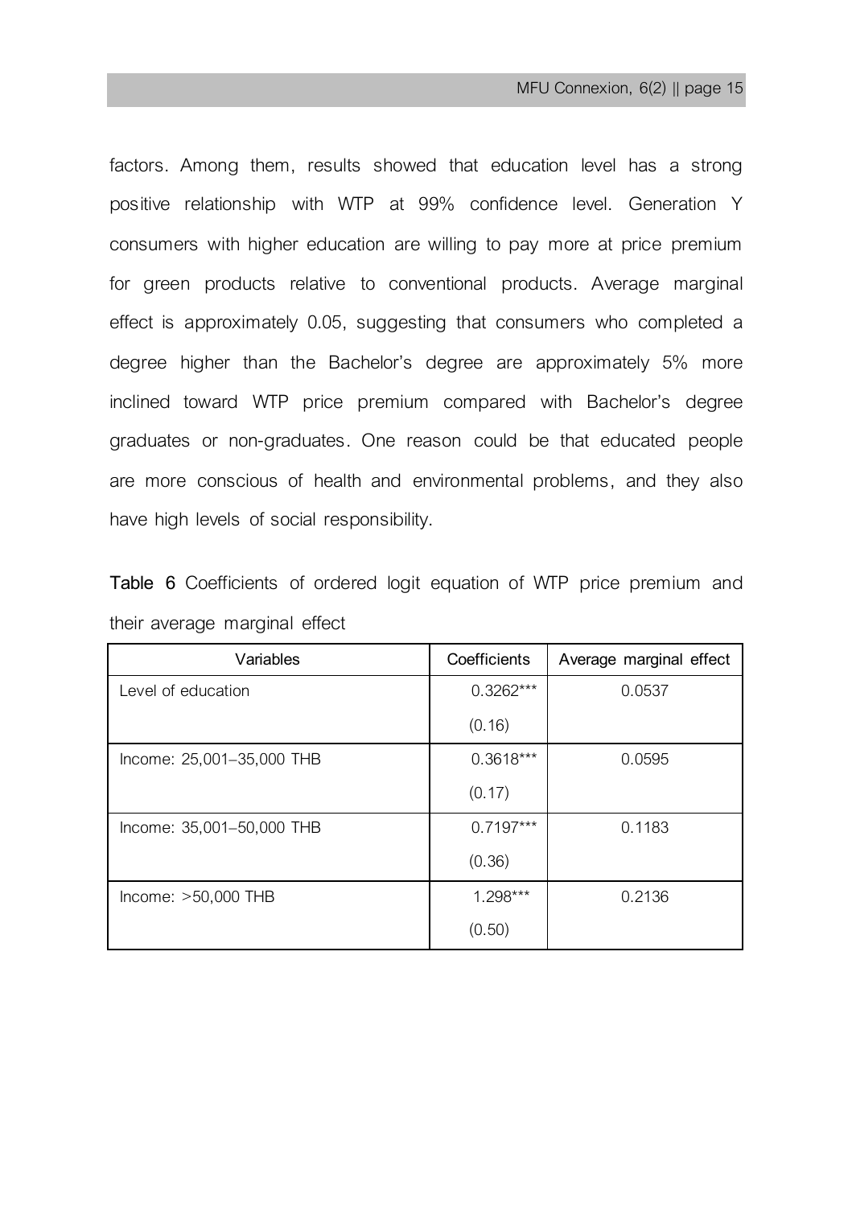factors. Among them, results showed that education level has a strong positive relationship with WTP at 99% confidence level. Generation Y consumers with higher education are willing to pay more at price premium for green products relative to conventional products. Average marginal effect is approximately 0.05, suggesting that consumers who completed a degree higher than the Bachelor's degree are approximately 5% more inclined toward WTP price premium compared with Bachelor's degree graduates or non-graduates. One reason could be that educated people are more conscious of health and environmental problems, and they also have high levels of social responsibility.

**Table 6** Coefficients of ordered logit equation of WTP price premium and their average marginal effect

| Variables | Coefficients | Average marginal effect |
|---|---|---|
| Level of education | 0.3262*** (0.16) | 0.0537 |
| Income: 25,001–35,000 THB | 0.3618*** (0.17) | 0.0595 |
| Income: 35,001–50,000 THB | 0.7197*** (0.36) | 0.1183 |
| Income: >50,000 THB | 1.298*** (0.50) | 0.2136 |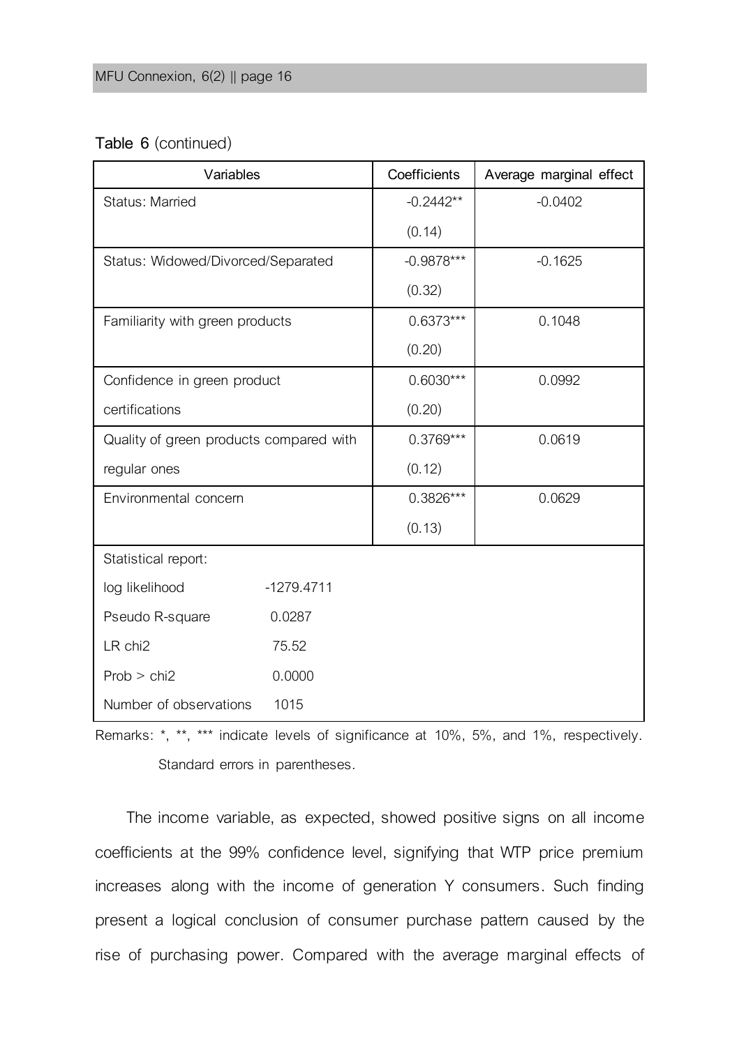**Table 6** (continued)

| Variables | Coefficients | Average marginal effect |
|---|---|---|
| Status: Married | -0.2442** (0.14) | -0.0402 |
| Status: Widowed/Divorced/Separated | -0.9878*** (0.32) | -0.1625 |
| Familiarity with green products | 0.6373*** (0.20) | 0.1048 |
| Confidence in green product certifications | 0.6030*** (0.20) | 0.0992 |
| Quality of green products compared with regular ones | 0.3769*** (0.12) | 0.0619 |
| Environmental concern | 0.3826*** (0.13) | 0.0629 |
| Statistical report: | | |
| log likelihood | -1279.4711 | |
| Pseudo R-square | 0.0287 | |
| LR chi2 | 75.52 | |
| Prob > chi2 | 0.0000 | |
| Number of observations | 1015 | |

Remarks: *, **, *** indicate levels of significance at 10%, 5%, and 1%, respectively. Standard errors in parentheses.

The income variable, as expected, showed positive signs on all income coefficients at the 99% confidence level, signifying that WTP price premium increases along with the income of generation Y consumers. Such finding present a logical conclusion of consumer purchase pattern caused by the rise of purchasing power. Compared with the average marginal effects of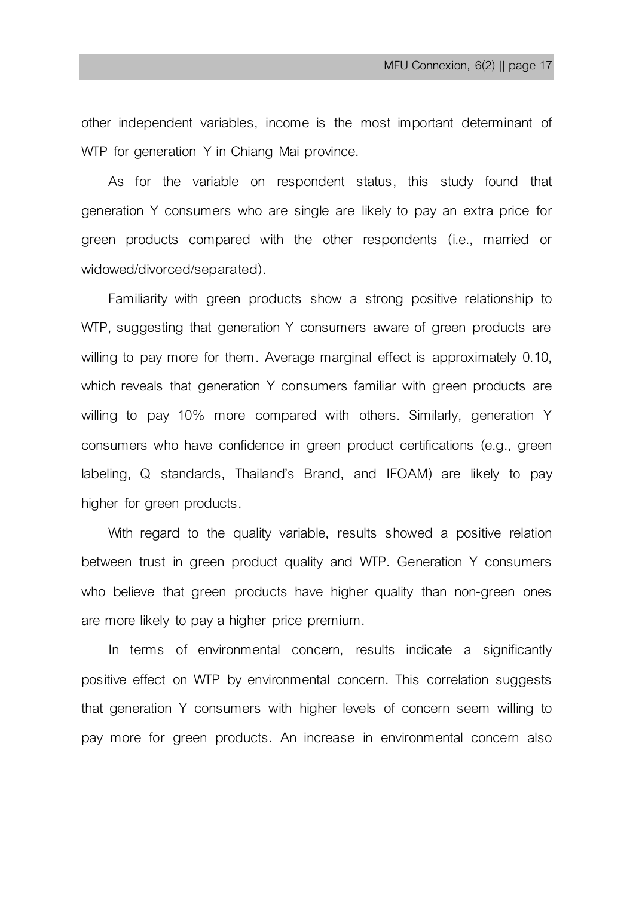other independent variables, income is the most important determinant of WTP for generation Y in Chiang Mai province.

As for the variable on respondent status, this study found that generation Y consumers who are single are likely to pay an extra price for green products compared with the other respondents (i.e., married or widowed/divorced/separated).

Familiarity with green products show a strong positive relationship to WTP, suggesting that generation Y consumers aware of green products are willing to pay more for them. Average marginal effect is approximately 0.10, which reveals that generation Y consumers familiar with green products are willing to pay 10% more compared with others. Similarly, generation Y consumers who have confidence in green product certifications (e.g., green labeling, Q standards, Thailand's Brand, and IFOAM) are likely to pay higher for green products.

With regard to the quality variable, results showed a positive relation between trust in green product quality and WTP. Generation Y consumers who believe that green products have higher quality than non-green ones are more likely to pay a higher price premium.

In terms of environmental concern, results indicate a significantly positive effect on WTP by environmental concern. This correlation suggests that generation Y consumers with higher levels of concern seem willing to pay more for green products. An increase in environmental concern also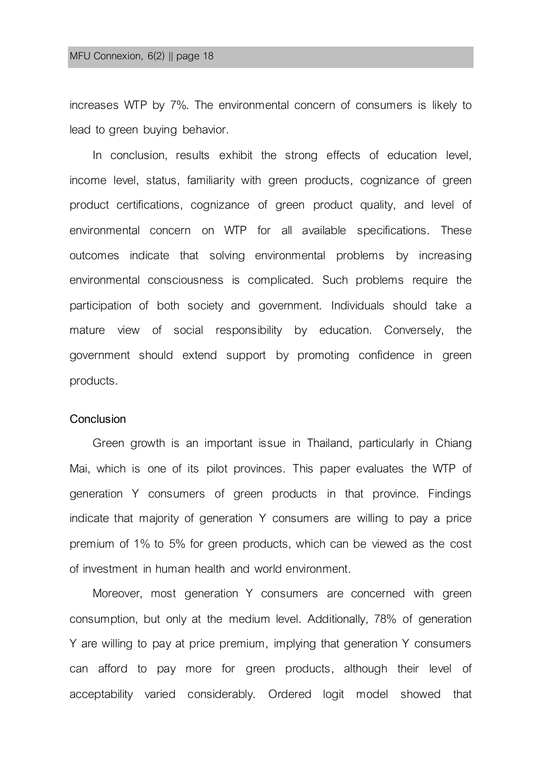increases WTP by 7%. The environmental concern of consumers is likely to lead to green buying behavior.

In conclusion, results exhibit the strong effects of education level, income level, status, familiarity with green products, cognizance of green product certifications, cognizance of green product quality, and level of environmental concern on WTP for all available specifications. These outcomes indicate that solving environmental problems by increasing environmental consciousness is complicated. Such problems require the participation of both society and government. Individuals should take a mature view of social responsibility by education. Conversely, the government should extend support by promoting confidence in green products.

## Conclusion

Green growth is an important issue in Thailand, particularly in Chiang Mai, which is one of its pilot provinces. This paper evaluates the WTP of generation Y consumers of green products in that province. Findings indicate that majority of generation Y consumers are willing to pay a price premium of 1% to 5% for green products, which can be viewed as the cost of investment in human health and world environment.

Moreover, most generation Y consumers are concerned with green consumption, but only at the medium level. Additionally, 78% of generation Y are willing to pay at price premium, implying that generation Y consumers can afford to pay more for green products, although their level of acceptability varied considerably. Ordered logit model showed that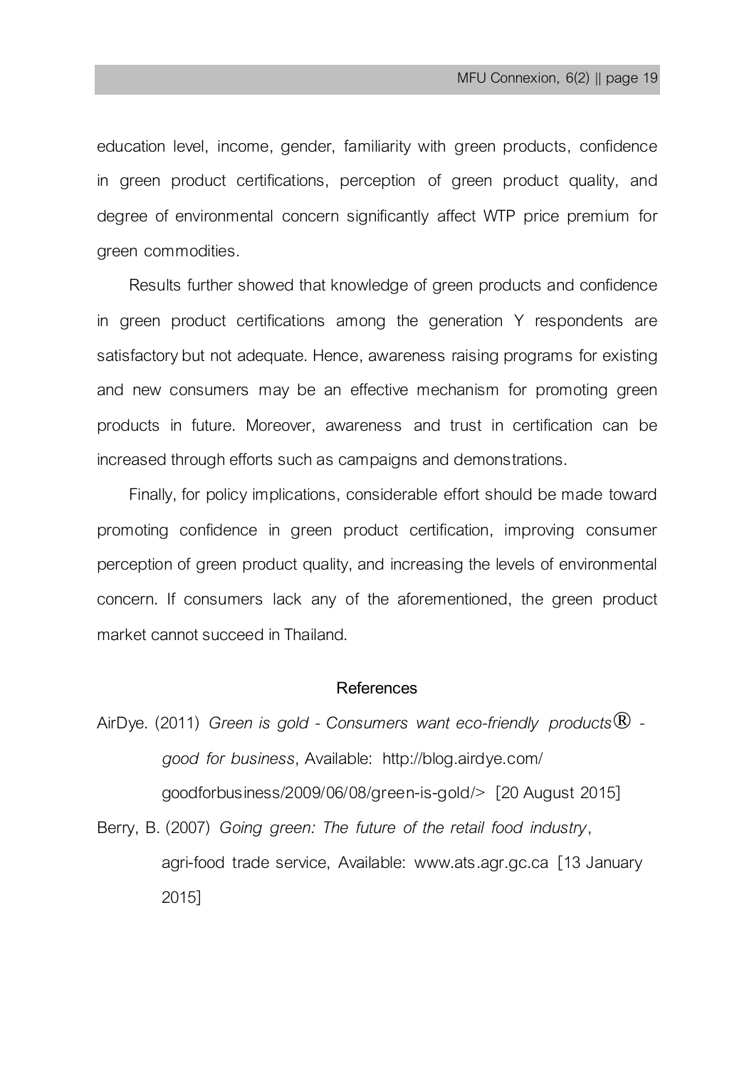education level, income, gender, familiarity with green products, confidence in green product certifications, perception of green product quality, and degree of environmental concern significantly affect WTP price premium for green commodities.

Results further showed that knowledge of green products and confidence in green product certifications among the generation Y respondents are satisfactory but not adequate. Hence, awareness raising programs for existing and new consumers may be an effective mechanism for promoting green products in future. Moreover, awareness and trust in certification can be increased through efforts such as campaigns and demonstrations.

Finally, for policy implications, considerable effort should be made toward promoting confidence in green product certification, improving consumer perception of green product quality, and increasing the levels of environmental concern. If consumers lack any of the aforementioned, the green product market cannot succeed in Thailand.

## References

AirDye. (2011) *Green is gold - Consumers want eco-friendly products® - good for business*, Available: http://blog.airdye.com/goodforbusiness/2009/06/08/green-is-gold/> [20 August 2015]

Berry, B. (2007) *Going green: The future of the retail food industry*, agri-food trade service, Available: www.ats.agr.gc.ca [13 January 2015]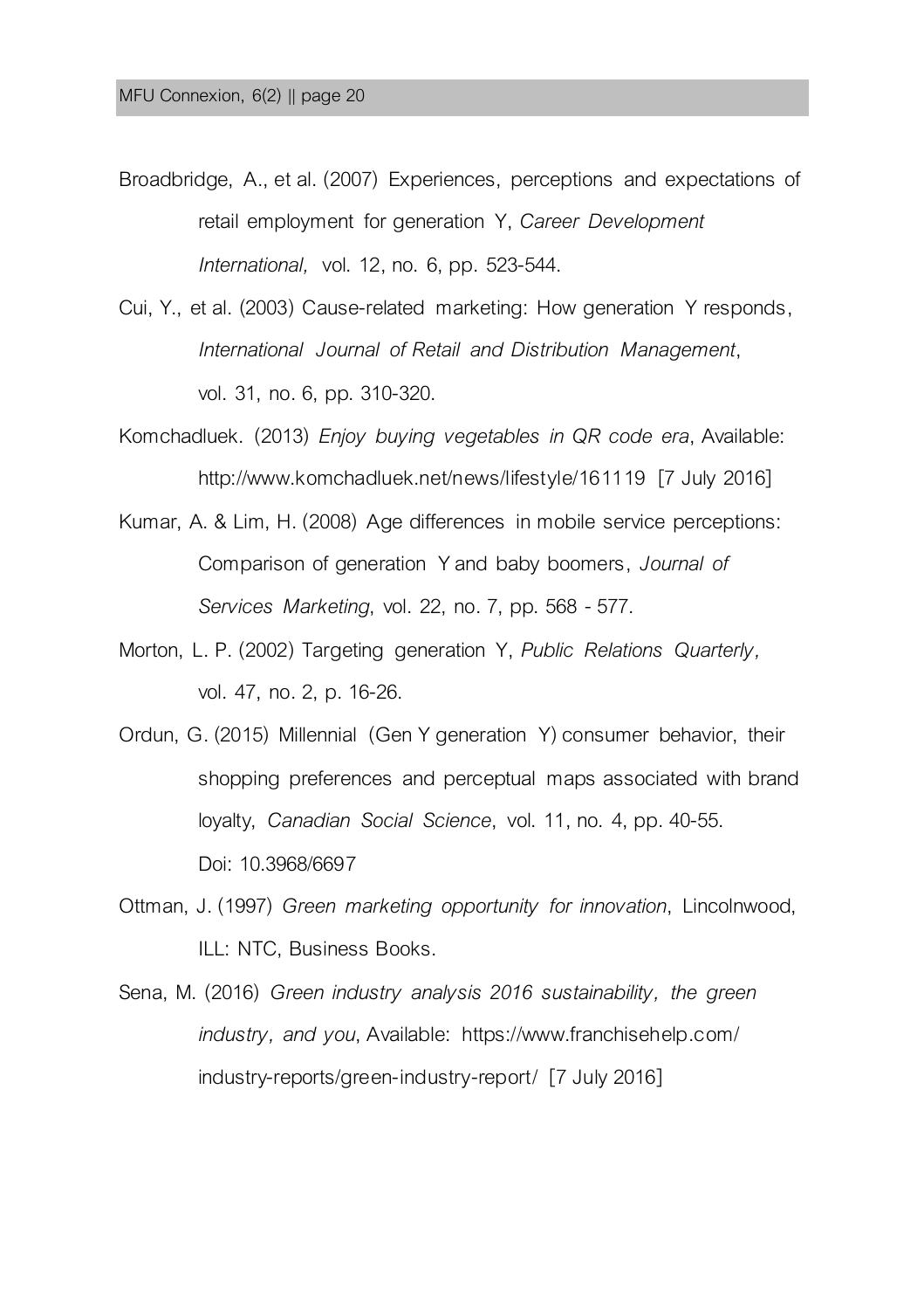Broadbridge, A., et al. (2007) Experiences, perceptions and expectations of retail employment for generation Y, *Career Development International,* vol. 12, no. 6, pp. 523-544.

Cui, Y., et al. (2003) Cause-related marketing: How generation Y responds, *International Journal of Retail and Distribution Management*, vol. 31, no. 6, pp. 310-320.

Komchadluek. (2013) *Enjoy buying vegetables in QR code era*, Available: http://www.komchadluek.net/news/lifestyle/161119 [7 July 2016]

Kumar, A. & Lim, H. (2008) Age differences in mobile service perceptions: Comparison of generation Y and baby boomers, *Journal of Services Marketing*, vol. 22, no. 7, pp. 568 - 577.

Morton, L. P. (2002) Targeting generation Y, *Public Relations Quarterly,* vol. 47, no. 2, p. 16-26.

Ordun, G. (2015) Millennial (Gen Y generation Y) consumer behavior, their shopping preferences and perceptual maps associated with brand loyalty, *Canadian Social Science*, vol. 11, no. 4, pp. 40-55. Doi: 10.3968/6697

Ottman, J. (1997) *Green marketing opportunity for innovation*, Lincolnwood, ILL: NTC, Business Books.

Sena, M. (2016) *Green industry analysis 2016 sustainability, the green industry, and you*, Available: https://www.franchisehelp.com/industry-reports/green-industry-report/ [7 July 2016]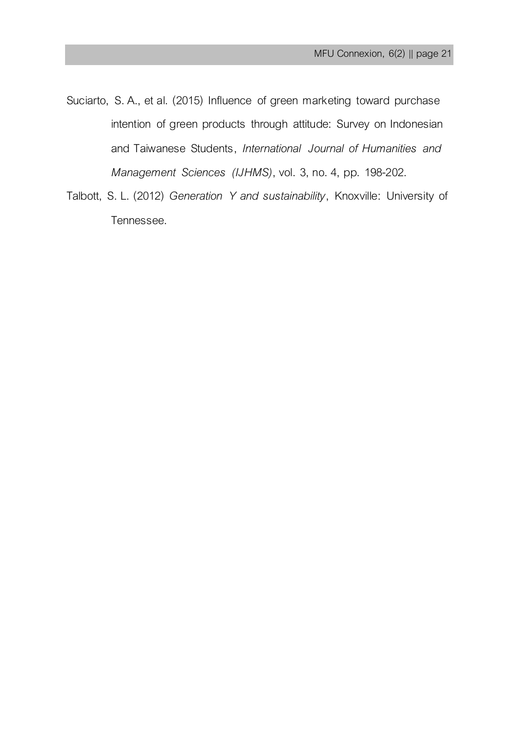Suciarto, S. A., et al. (2015) Influence of green marketing toward purchase intention of green products through attitude: Survey on Indonesian and Taiwanese Students, *International Journal of Humanities and Management Sciences (IJHMS)*, vol. 3, no. 4, pp. 198-202.

Talbott, S. L. (2012) *Generation Y and sustainability*, Knoxville: University of Tennessee.